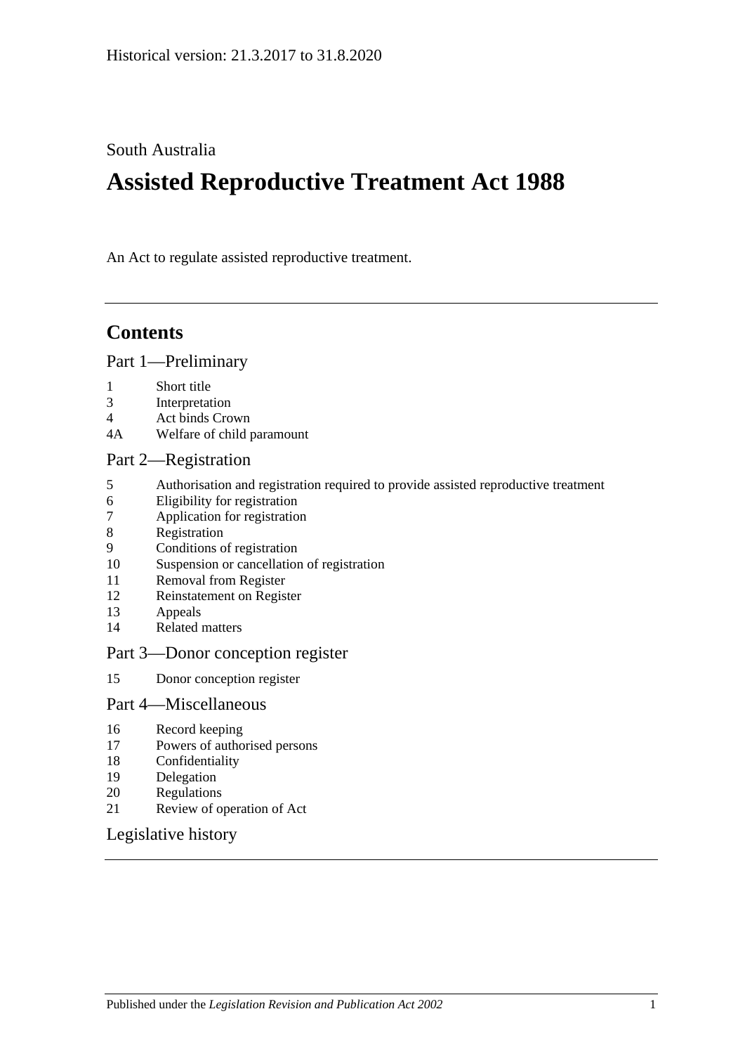Historical version: 21.3.2017 to 31.8.2020

South Australia

# Assisted Reproductive Treatment Act 1988

An Act to regulate assisted reproductive treatment.

## Contents

Part 1—Preliminary

1 Short title
3 Interpretation
4 Act binds Crown
4A Welfare of child paramount

Part 2—Registration

5 Authorisation and registration required to provide assisted reproductive treatment
6 Eligibility for registration
7 Application for registration
8 Registration
9 Conditions of registration
10 Suspension or cancellation of registration
11 Removal from Register
12 Reinstatement on Register
13 Appeals
14 Related matters

Part 3—Donor conception register

15 Donor conception register

Part 4—Miscellaneous

16 Record keeping
17 Powers of authorised persons
18 Confidentiality
19 Delegation
20 Regulations
21 Review of operation of Act

Legislative history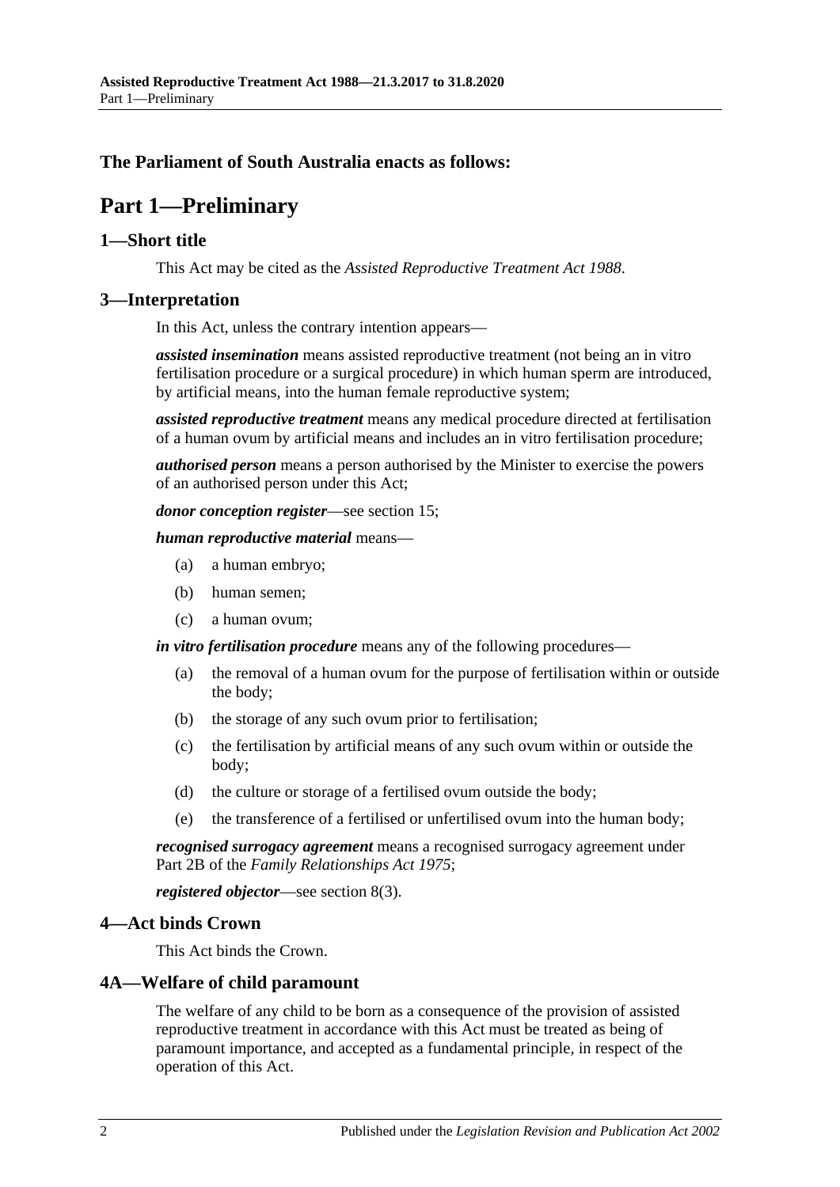**The Parliament of South Australia enacts as follows:**

# Part 1—Preliminary

## 1—Short title

This Act may be cited as the *Assisted Reproductive Treatment Act 1988*.

## 3—Interpretation

In this Act, unless the contrary intention appears—

***assisted insemination*** means assisted reproductive treatment (not being an in vitro fertilisation procedure or a surgical procedure) in which human sperm are introduced, by artificial means, into the human female reproductive system;

***assisted reproductive treatment*** means any medical procedure directed at fertilisation of a human ovum by artificial means and includes an in vitro fertilisation procedure;

***authorised person*** means a person authorised by the Minister to exercise the powers of an authorised person under this Act;

***donor conception register***—see section 15;

***human reproductive material*** means—

- (a) a human embryo;
- (b) human semen;
- (c) a human ovum;

***in vitro fertilisation procedure*** means any of the following procedures—

- (a) the removal of a human ovum for the purpose of fertilisation within or outside the body;
- (b) the storage of any such ovum prior to fertilisation;
- (c) the fertilisation by artificial means of any such ovum within or outside the body;
- (d) the culture or storage of a fertilised ovum outside the body;
- (e) the transference of a fertilised or unfertilised ovum into the human body;

***recognised surrogacy agreement*** means a recognised surrogacy agreement under Part 2B of the *Family Relationships Act 1975*;

***registered objector***—see section 8(3).

## 4—Act binds Crown

This Act binds the Crown.

## 4A—Welfare of child paramount

The welfare of any child to be born as a consequence of the provision of assisted reproductive treatment in accordance with this Act must be treated as being of paramount importance, and accepted as a fundamental principle, in respect of the operation of this Act.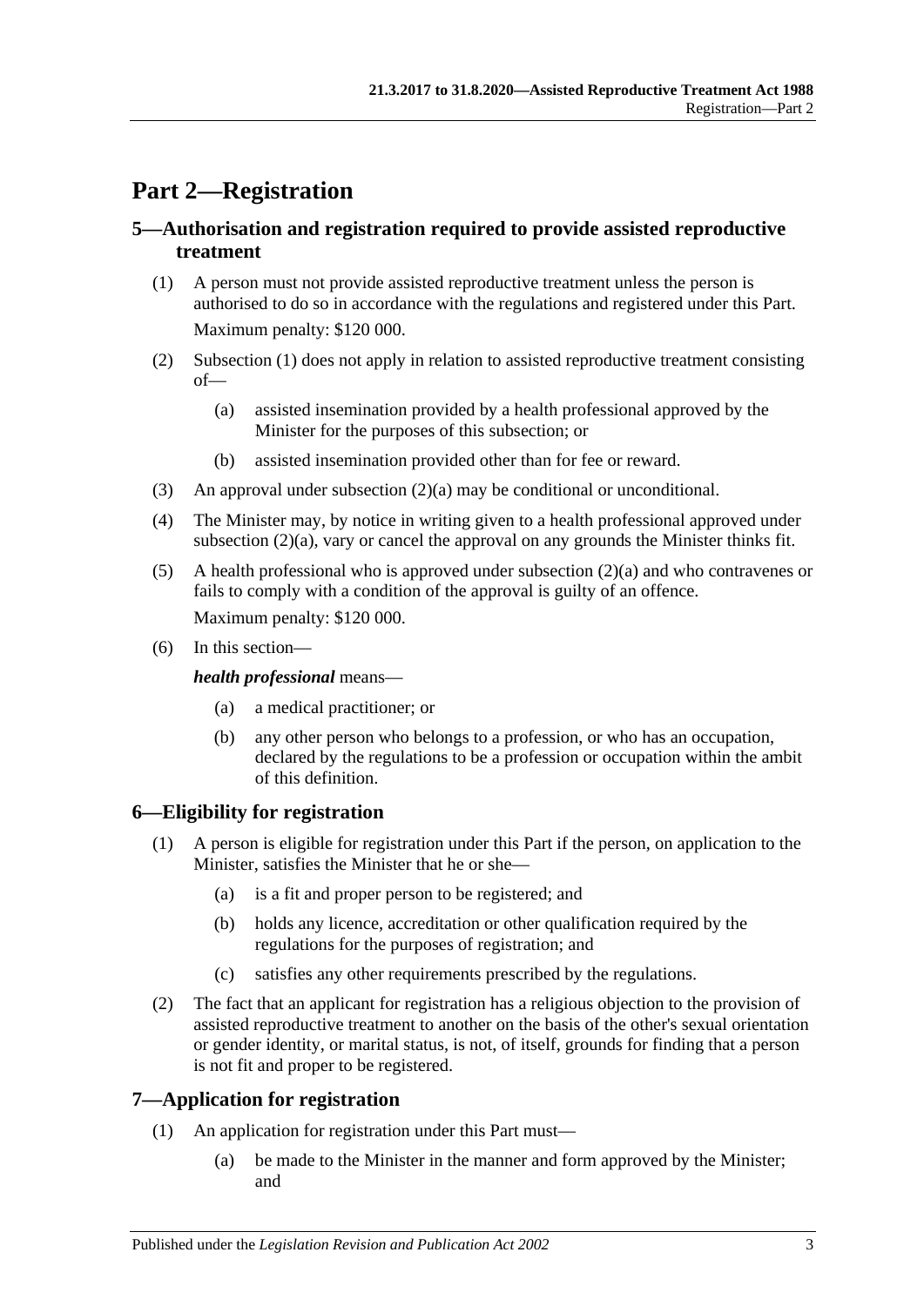# Part 2—Registration

## 5—Authorisation and registration required to provide assisted reproductive treatment

(1) A person must not provide assisted reproductive treatment unless the person is authorised to do so in accordance with the regulations and registered under this Part.

Maximum penalty: $120 000.

(2) Subsection (1) does not apply in relation to assisted reproductive treatment consisting of—

(a) assisted insemination provided by a health professional approved by the Minister for the purposes of this subsection; or

(b) assisted insemination provided other than for fee or reward.

(3) An approval under subsection (2)(a) may be conditional or unconditional.

(4) The Minister may, by notice in writing given to a health professional approved under subsection (2)(a), vary or cancel the approval on any grounds the Minister thinks fit.

(5) A health professional who is approved under subsection (2)(a) and who contravenes or fails to comply with a condition of the approval is guilty of an offence.

Maximum penalty: $120 000.

(6) In this section—

***health professional*** means—

(a) a medical practitioner; or

(b) any other person who belongs to a profession, or who has an occupation, declared by the regulations to be a profession or occupation within the ambit of this definition.

## 6—Eligibility for registration

(1) A person is eligible for registration under this Part if the person, on application to the Minister, satisfies the Minister that he or she—

(a) is a fit and proper person to be registered; and

(b) holds any licence, accreditation or other qualification required by the regulations for the purposes of registration; and

(c) satisfies any other requirements prescribed by the regulations.

(2) The fact that an applicant for registration has a religious objection to the provision of assisted reproductive treatment to another on the basis of the other's sexual orientation or gender identity, or marital status, is not, of itself, grounds for finding that a person is not fit and proper to be registered.

## 7—Application for registration

(1) An application for registration under this Part must—

(a) be made to the Minister in the manner and form approved by the Minister; and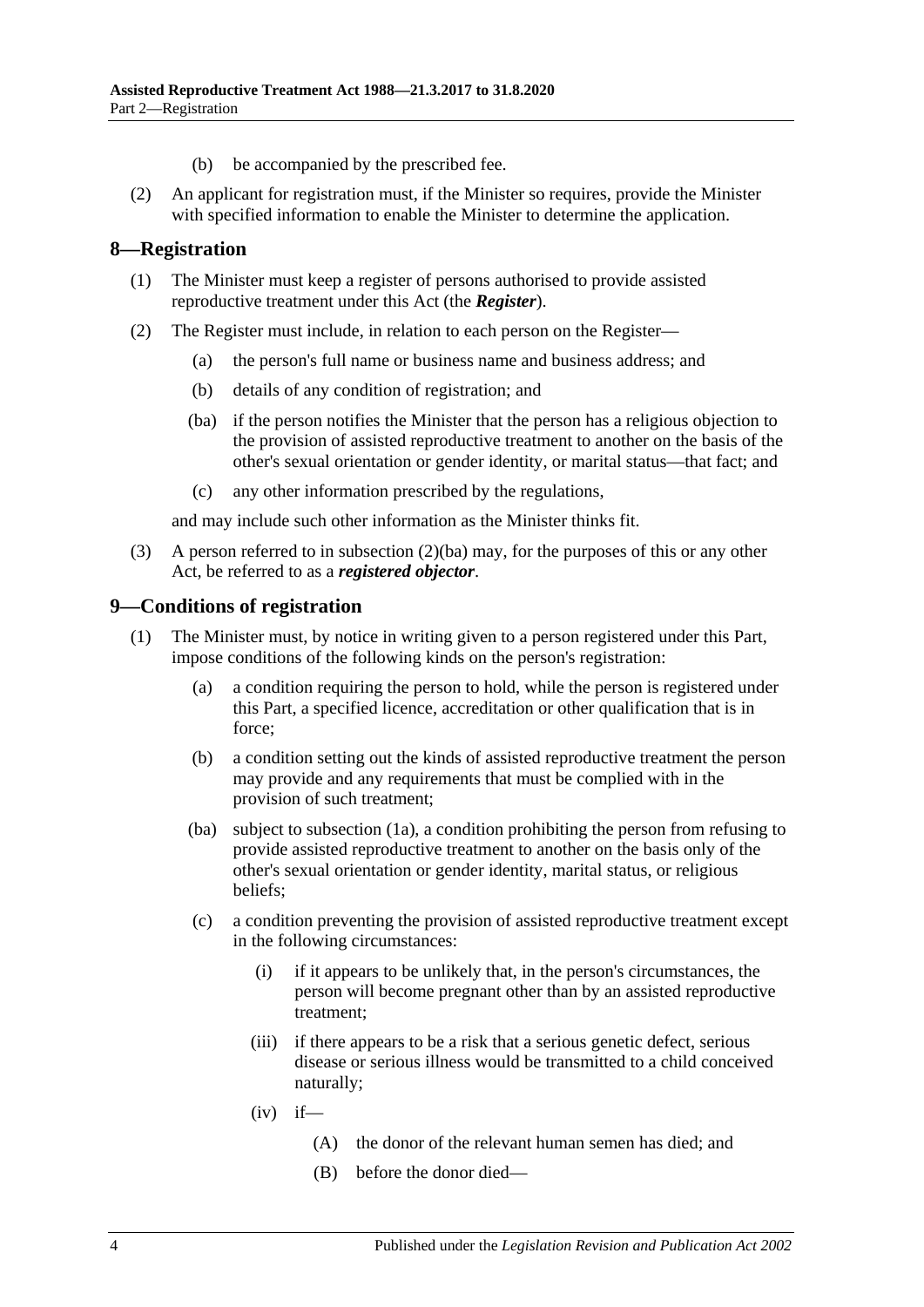(b) be accompanied by the prescribed fee.

(2) An applicant for registration must, if the Minister so requires, provide the Minister with specified information to enable the Minister to determine the application.

## 8—Registration

(1) The Minister must keep a register of persons authorised to provide assisted reproductive treatment under this Act (the ***Register***).

(2) The Register must include, in relation to each person on the Register—

(a) the person's full name or business name and business address; and

(b) details of any condition of registration; and

(ba) if the person notifies the Minister that the person has a religious objection to the provision of assisted reproductive treatment to another on the basis of the other's sexual orientation or gender identity, or marital status—that fact; and

(c) any other information prescribed by the regulations,

and may include such other information as the Minister thinks fit.

(3) A person referred to in subsection (2)(ba) may, for the purposes of this or any other Act, be referred to as a ***registered objector***.

## 9—Conditions of registration

(1) The Minister must, by notice in writing given to a person registered under this Part, impose conditions of the following kinds on the person's registration:

(a) a condition requiring the person to hold, while the person is registered under this Part, a specified licence, accreditation or other qualification that is in force;

(b) a condition setting out the kinds of assisted reproductive treatment the person may provide and any requirements that must be complied with in the provision of such treatment;

(ba) subject to subsection (1a), a condition prohibiting the person from refusing to provide assisted reproductive treatment to another on the basis only of the other's sexual orientation or gender identity, marital status, or religious beliefs;

(c) a condition preventing the provision of assisted reproductive treatment except in the following circumstances:

(i) if it appears to be unlikely that, in the person's circumstances, the person will become pregnant other than by an assisted reproductive treatment;

(iii) if there appears to be a risk that a serious genetic defect, serious disease or serious illness would be transmitted to a child conceived naturally;

(iv) if—

(A) the donor of the relevant human semen has died; and

(B) before the donor died—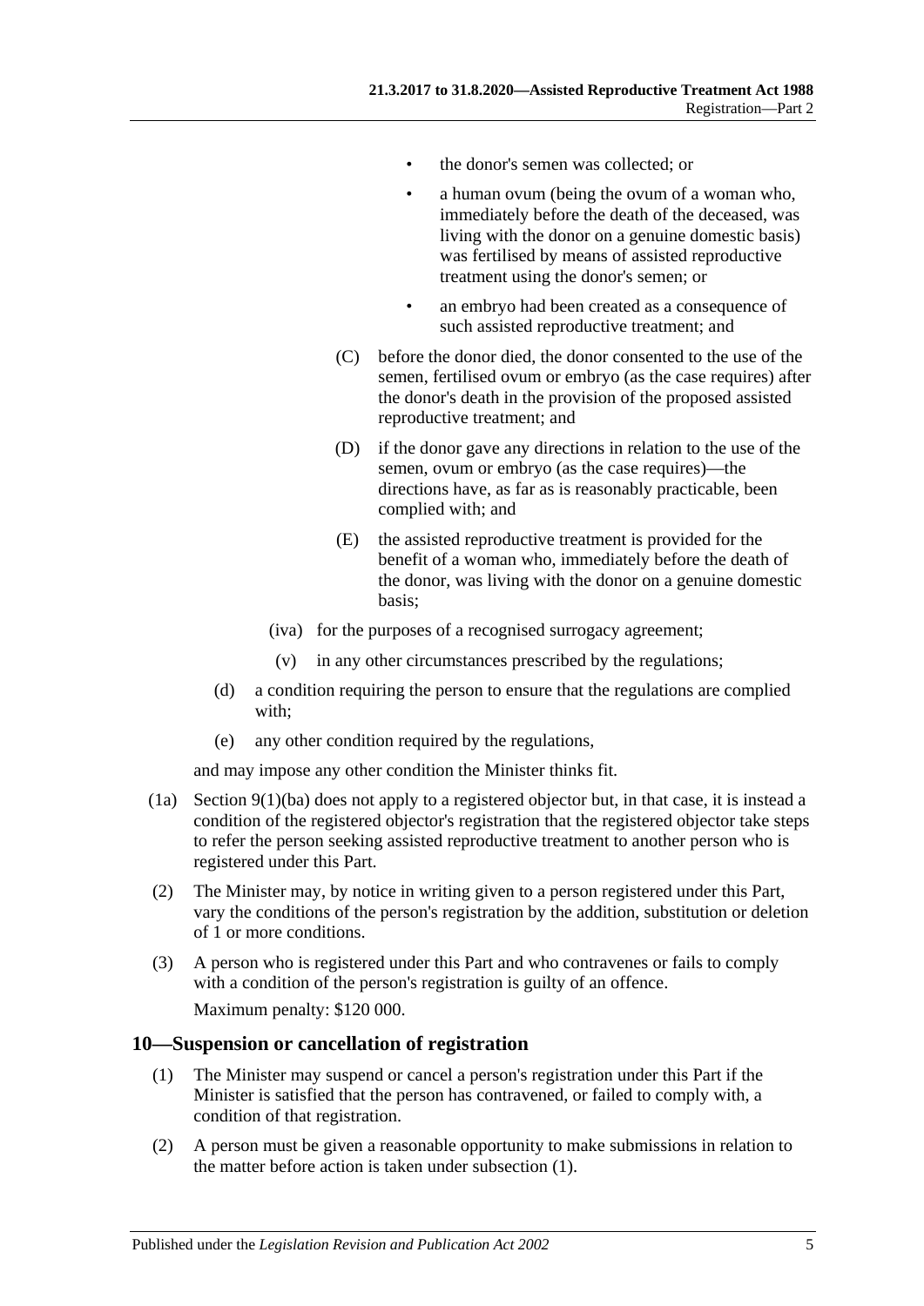- the donor's semen was collected; or
- a human ovum (being the ovum of a woman who, immediately before the death of the deceased, was living with the donor on a genuine domestic basis) was fertilised by means of assisted reproductive treatment using the donor's semen; or
- an embryo had been created as a consequence of such assisted reproductive treatment; and

(C) before the donor died, the donor consented to the use of the semen, fertilised ovum or embryo (as the case requires) after the donor's death in the provision of the proposed assisted reproductive treatment; and

(D) if the donor gave any directions in relation to the use of the semen, ovum or embryo (as the case requires)—the directions have, as far as is reasonably practicable, been complied with; and

(E) the assisted reproductive treatment is provided for the benefit of a woman who, immediately before the death of the donor, was living with the donor on a genuine domestic basis;

(iva) for the purposes of a recognised surrogacy agreement;

(v) in any other circumstances prescribed by the regulations;

(d) a condition requiring the person to ensure that the regulations are complied with;

(e) any other condition required by the regulations,

and may impose any other condition the Minister thinks fit.

(1a) Section 9(1)(ba) does not apply to a registered objector but, in that case, it is instead a condition of the registered objector's registration that the registered objector take steps to refer the person seeking assisted reproductive treatment to another person who is registered under this Part.

(2) The Minister may, by notice in writing given to a person registered under this Part, vary the conditions of the person's registration by the addition, substitution or deletion of 1 or more conditions.

(3) A person who is registered under this Part and who contravenes or fails to comply with a condition of the person's registration is guilty of an offence.

Maximum penalty: $120 000.

## 10—Suspension or cancellation of registration

(1) The Minister may suspend or cancel a person's registration under this Part if the Minister is satisfied that the person has contravened, or failed to comply with, a condition of that registration.

(2) A person must be given a reasonable opportunity to make submissions in relation to the matter before action is taken under subsection (1).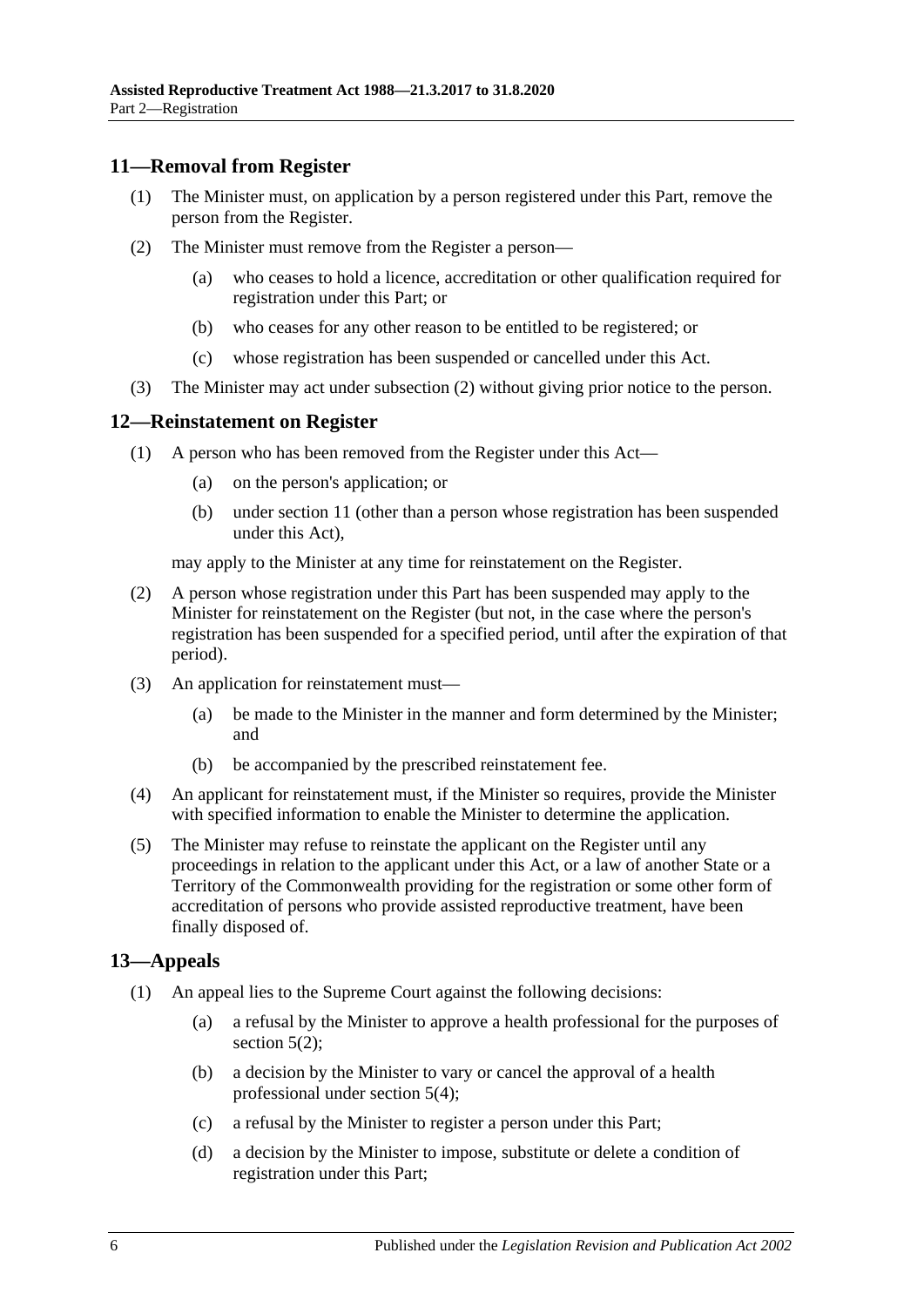## 11—Removal from Register

(1) The Minister must, on application by a person registered under this Part, remove the person from the Register.

(2) The Minister must remove from the Register a person—

(a) who ceases to hold a licence, accreditation or other qualification required for registration under this Part; or

(b) who ceases for any other reason to be entitled to be registered; or

(c) whose registration has been suspended or cancelled under this Act.

(3) The Minister may act under subsection (2) without giving prior notice to the person.

## 12—Reinstatement on Register

(1) A person who has been removed from the Register under this Act—

(a) on the person's application; or

(b) under section 11 (other than a person whose registration has been suspended under this Act),

may apply to the Minister at any time for reinstatement on the Register.

(2) A person whose registration under this Part has been suspended may apply to the Minister for reinstatement on the Register (but not, in the case where the person's registration has been suspended for a specified period, until after the expiration of that period).

(3) An application for reinstatement must—

(a) be made to the Minister in the manner and form determined by the Minister; and

(b) be accompanied by the prescribed reinstatement fee.

(4) An applicant for reinstatement must, if the Minister so requires, provide the Minister with specified information to enable the Minister to determine the application.

(5) The Minister may refuse to reinstate the applicant on the Register until any proceedings in relation to the applicant under this Act, or a law of another State or a Territory of the Commonwealth providing for the registration or some other form of accreditation of persons who provide assisted reproductive treatment, have been finally disposed of.

## 13—Appeals

(1) An appeal lies to the Supreme Court against the following decisions:

(a) a refusal by the Minister to approve a health professional for the purposes of section 5(2);

(b) a decision by the Minister to vary or cancel the approval of a health professional under section 5(4);

(c) a refusal by the Minister to register a person under this Part;

(d) a decision by the Minister to impose, substitute or delete a condition of registration under this Part;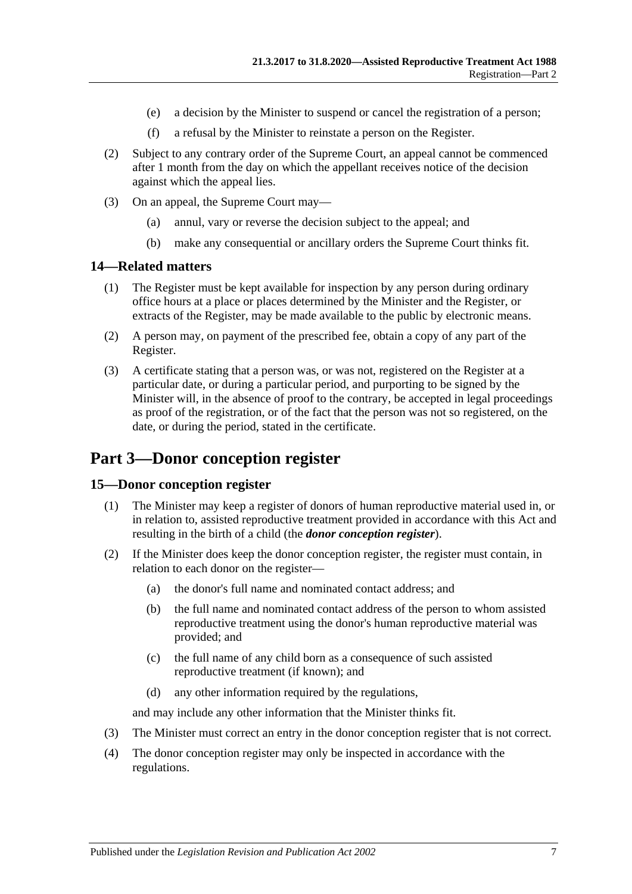(e) a decision by the Minister to suspend or cancel the registration of a person;

(f) a refusal by the Minister to reinstate a person on the Register.

(2) Subject to any contrary order of the Supreme Court, an appeal cannot be commenced after 1 month from the day on which the appellant receives notice of the decision against which the appeal lies.

(3) On an appeal, the Supreme Court may—

(a) annul, vary or reverse the decision subject to the appeal; and

(b) make any consequential or ancillary orders the Supreme Court thinks fit.

### 14—Related matters

(1) The Register must be kept available for inspection by any person during ordinary office hours at a place or places determined by the Minister and the Register, or extracts of the Register, may be made available to the public by electronic means.

(2) A person may, on payment of the prescribed fee, obtain a copy of any part of the Register.

(3) A certificate stating that a person was, or was not, registered on the Register at a particular date, or during a particular period, and purporting to be signed by the Minister will, in the absence of proof to the contrary, be accepted in legal proceedings as proof of the registration, or of the fact that the person was not so registered, on the date, or during the period, stated in the certificate.

## Part 3—Donor conception register

### 15—Donor conception register

(1) The Minister may keep a register of donors of human reproductive material used in, or in relation to, assisted reproductive treatment provided in accordance with this Act and resulting in the birth of a child (the ***donor conception register***).

(2) If the Minister does keep the donor conception register, the register must contain, in relation to each donor on the register—

(a) the donor's full name and nominated contact address; and

(b) the full name and nominated contact address of the person to whom assisted reproductive treatment using the donor's human reproductive material was provided; and

(c) the full name of any child born as a consequence of such assisted reproductive treatment (if known); and

(d) any other information required by the regulations,

and may include any other information that the Minister thinks fit.

(3) The Minister must correct an entry in the donor conception register that is not correct.

(4) The donor conception register may only be inspected in accordance with the regulations.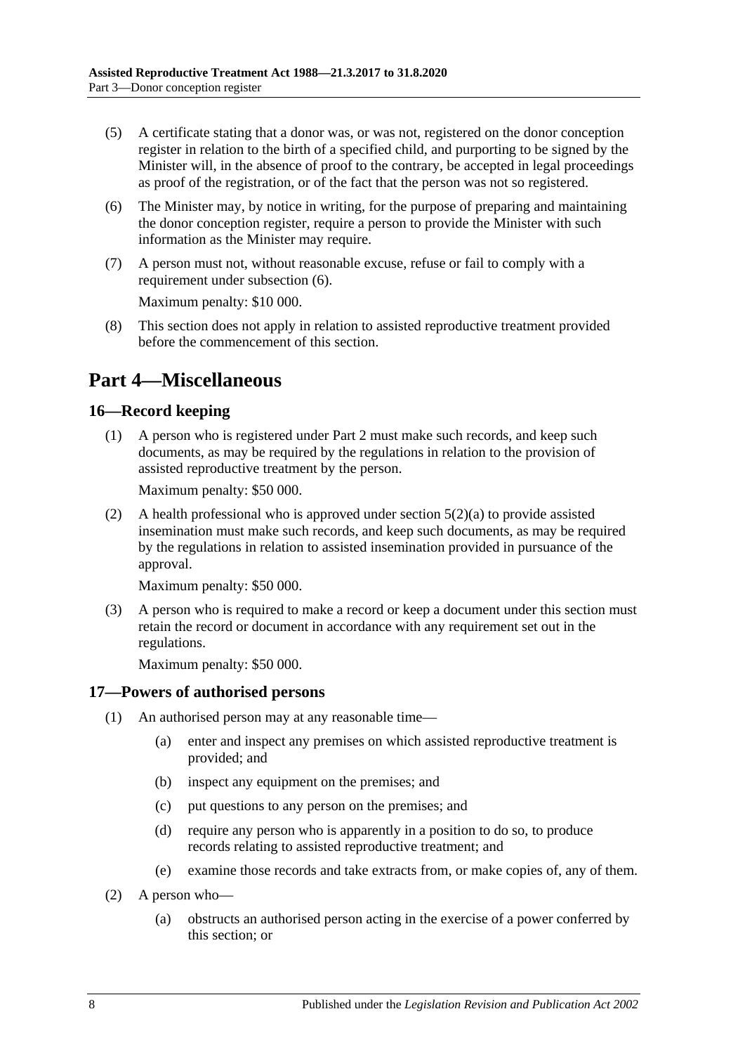(5) A certificate stating that a donor was, or was not, registered on the donor conception register in relation to the birth of a specified child, and purporting to be signed by the Minister will, in the absence of proof to the contrary, be accepted in legal proceedings as proof of the registration, or of the fact that the person was not so registered.

(6) The Minister may, by notice in writing, for the purpose of preparing and maintaining the donor conception register, require a person to provide the Minister with such information as the Minister may require.

(7) A person must not, without reasonable excuse, refuse or fail to comply with a requirement under subsection (6).

Maximum penalty: $10 000.

(8) This section does not apply in relation to assisted reproductive treatment provided before the commencement of this section.

# Part 4—Miscellaneous

## 16—Record keeping

(1) A person who is registered under Part 2 must make such records, and keep such documents, as may be required by the regulations in relation to the provision of assisted reproductive treatment by the person.

Maximum penalty: $50 000.

(2) A health professional who is approved under section 5(2)(a) to provide assisted insemination must make such records, and keep such documents, as may be required by the regulations in relation to assisted insemination provided in pursuance of the approval.

Maximum penalty: $50 000.

(3) A person who is required to make a record or keep a document under this section must retain the record or document in accordance with any requirement set out in the regulations.

Maximum penalty: $50 000.

## 17—Powers of authorised persons

(1) An authorised person may at any reasonable time—

(a) enter and inspect any premises on which assisted reproductive treatment is provided; and

(b) inspect any equipment on the premises; and

(c) put questions to any person on the premises; and

(d) require any person who is apparently in a position to do so, to produce records relating to assisted reproductive treatment; and

(e) examine those records and take extracts from, or make copies of, any of them.

(2) A person who—

(a) obstructs an authorised person acting in the exercise of a power conferred by this section; or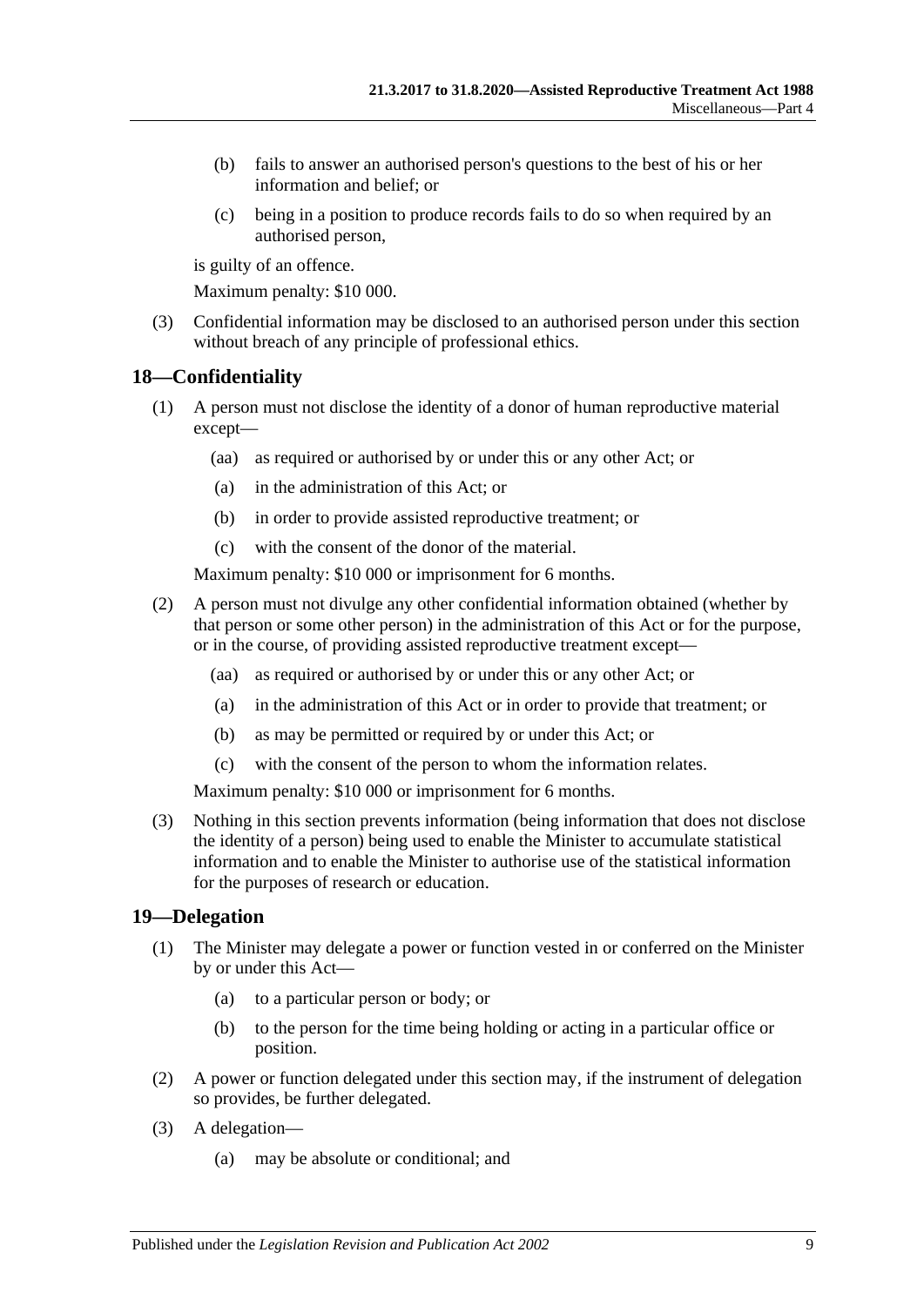(b) fails to answer an authorised person's questions to the best of his or her information and belief; or

(c) being in a position to produce records fails to do so when required by an authorised person,

is guilty of an offence.

Maximum penalty: $10 000.

(3) Confidential information may be disclosed to an authorised person under this section without breach of any principle of professional ethics.

## 18—Confidentiality

(1) A person must not disclose the identity of a donor of human reproductive material except—

(aa) as required or authorised by or under this or any other Act; or

(a) in the administration of this Act; or

(b) in order to provide assisted reproductive treatment; or

(c) with the consent of the donor of the material.

Maximum penalty: $10 000 or imprisonment for 6 months.

(2) A person must not divulge any other confidential information obtained (whether by that person or some other person) in the administration of this Act or for the purpose, or in the course, of providing assisted reproductive treatment except—

(aa) as required or authorised by or under this or any other Act; or

(a) in the administration of this Act or in order to provide that treatment; or

(b) as may be permitted or required by or under this Act; or

(c) with the consent of the person to whom the information relates.

Maximum penalty: $10 000 or imprisonment for 6 months.

(3) Nothing in this section prevents information (being information that does not disclose the identity of a person) being used to enable the Minister to accumulate statistical information and to enable the Minister to authorise use of the statistical information for the purposes of research or education.

## 19—Delegation

(1) The Minister may delegate a power or function vested in or conferred on the Minister by or under this Act—

(a) to a particular person or body; or

(b) to the person for the time being holding or acting in a particular office or position.

(2) A power or function delegated under this section may, if the instrument of delegation so provides, be further delegated.

(3) A delegation—

(a) may be absolute or conditional; and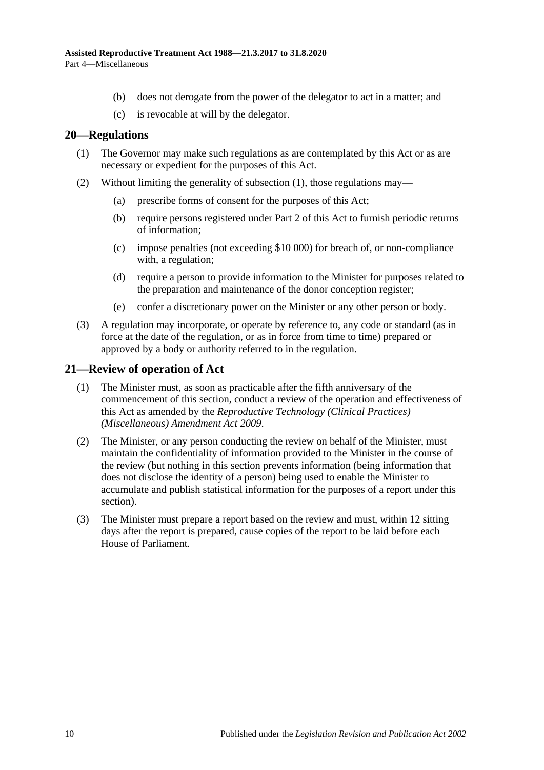(b) does not derogate from the power of the delegator to act in a matter; and

(c) is revocable at will by the delegator.

## 20—Regulations

(1) The Governor may make such regulations as are contemplated by this Act or as are necessary or expedient for the purposes of this Act.

(2) Without limiting the generality of subsection (1), those regulations may—

(a) prescribe forms of consent for the purposes of this Act;

(b) require persons registered under Part 2 of this Act to furnish periodic returns of information;

(c) impose penalties (not exceeding $10 000) for breach of, or non-compliance with, a regulation;

(d) require a person to provide information to the Minister for purposes related to the preparation and maintenance of the donor conception register;

(e) confer a discretionary power on the Minister or any other person or body.

(3) A regulation may incorporate, or operate by reference to, any code or standard (as in force at the date of the regulation, or as in force from time to time) prepared or approved by a body or authority referred to in the regulation.

## 21—Review of operation of Act

(1) The Minister must, as soon as practicable after the fifth anniversary of the commencement of this section, conduct a review of the operation and effectiveness of this Act as amended by the *Reproductive Technology (Clinical Practices) (Miscellaneous) Amendment Act 2009*.

(2) The Minister, or any person conducting the review on behalf of the Minister, must maintain the confidentiality of information provided to the Minister in the course of the review (but nothing in this section prevents information (being information that does not disclose the identity of a person) being used to enable the Minister to accumulate and publish statistical information for the purposes of a report under this section).

(3) The Minister must prepare a report based on the review and must, within 12 sitting days after the report is prepared, cause copies of the report to be laid before each House of Parliament.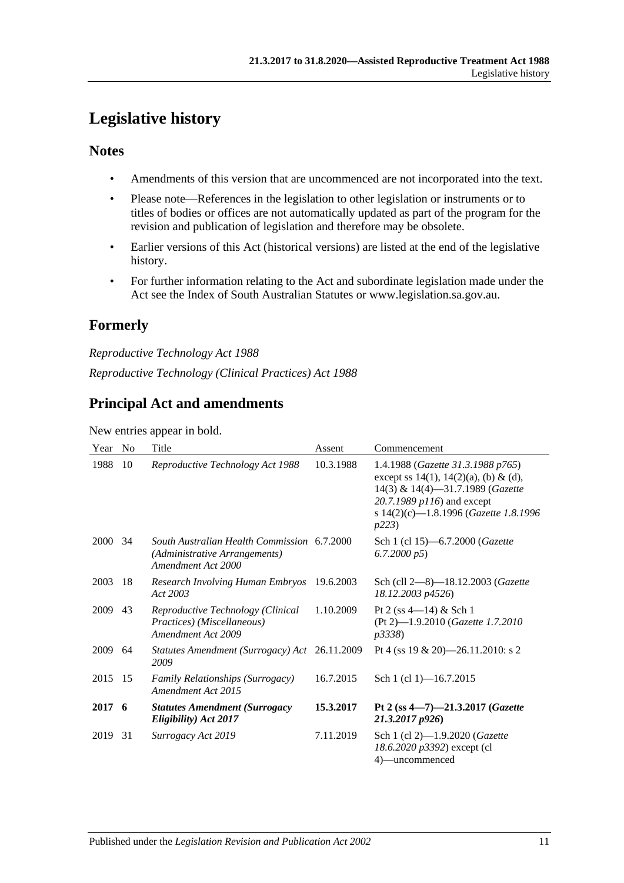# Legislative history

## Notes

- Amendments of this version that are uncommenced are not incorporated into the text.
- Please note—References in the legislation to other legislation or instruments or to titles of bodies or offices are not automatically updated as part of the program for the revision and publication of legislation and therefore may be obsolete.
- Earlier versions of this Act (historical versions) are listed at the end of the legislative history.
- For further information relating to the Act and subordinate legislation made under the Act see the Index of South Australian Statutes or www.legislation.sa.gov.au.

## Formerly

*Reproductive Technology Act 1988*

*Reproductive Technology (Clinical Practices) Act 1988*

## Principal Act and amendments

New entries appear in bold.

| Year | No | Title | Assent | Commencement |
|---|---|---|---|---|
| 1988 | 10 | *Reproductive Technology Act 1988* | 10.3.1988 | 1.4.1988 (*Gazette 31.3.1988 p765*) except ss 14(1), 14(2)(a), (b) & (d), 14(3) & 14(4)—31.7.1989 (*Gazette 20.7.1989 p116*) and except s 14(2)(c)—1.8.1996 (*Gazette 1.8.1996 p223*) |
| 2000 | 34 | *South Australian Health Commission (Administrative Arrangements) Amendment Act 2000* | 6.7.2000 | Sch 1 (cl 15)—6.7.2000 (*Gazette 6.7.2000 p5*) |
| 2003 | 18 | *Research Involving Human Embryos Act 2003* | 19.6.2003 | Sch (cll 2—8)—18.12.2003 (*Gazette 18.12.2003 p4526*) |
| 2009 | 43 | *Reproductive Technology (Clinical Practices) (Miscellaneous) Amendment Act 2009* | 1.10.2009 | Pt 2 (ss 4—14) & Sch 1 (Pt 2)—1.9.2010 (*Gazette 1.7.2010 p3338*) |
| 2009 | 64 | *Statutes Amendment (Surrogacy) Act 2009* | 26.11.2009 | Pt 4 (ss 19 & 20)—26.11.2010: s 2 |
| 2015 | 15 | *Family Relationships (Surrogacy) Amendment Act 2015* | 16.7.2015 | Sch 1 (cl 1)—16.7.2015 |
| **2017** | **6** | ***Statutes Amendment (Surrogacy Eligibility) Act 2017*** | **15.3.2017** | **Pt 2 (ss 4—7)—21.3.2017 (*Gazette 21.3.2017 p926*)** |
| 2019 | 31 | *Surrogacy Act 2019* | 7.11.2019 | Sch 1 (cl 2)—1.9.2020 (*Gazette 18.6.2020 p3392*) except (cl 4)—uncommenced |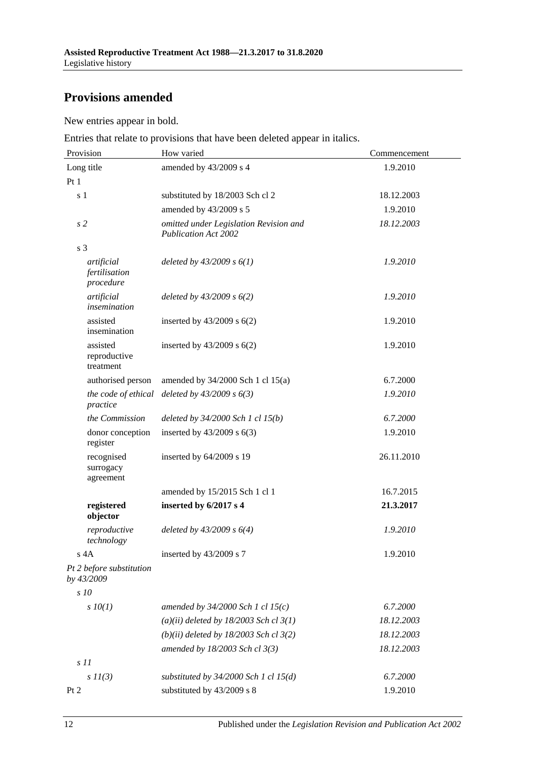## Provisions amended

New entries appear in bold.

Entries that relate to provisions that have been deleted appear in italics.

| Provision | How varied | Commencement |
|---|---|---|
| Long title | amended by 43/2009 s 4 | 1.9.2010 |
| Pt 1 | | |
| s 1 | substituted by 18/2003 Sch cl 2 | 18.12.2003 |
| | amended by 43/2009 s 5 | 1.9.2010 |
| *s 2* | *omitted under Legislation Revision and Publication Act 2002* | *18.12.2003* |
| s 3 | | |
| *artificial fertilisation procedure* | *deleted by 43/2009 s 6(1)* | *1.9.2010* |
| *artificial insemination* | *deleted by 43/2009 s 6(2)* | *1.9.2010* |
| assisted insemination | inserted by 43/2009 s 6(2) | 1.9.2010 |
| assisted reproductive treatment | inserted by 43/2009 s 6(2) | 1.9.2010 |
| authorised person | amended by 34/2000 Sch 1 cl 15(a) | 6.7.2000 |
| *the code of ethical practice* | *deleted by 43/2009 s 6(3)* | *1.9.2010* |
| *the Commission* | *deleted by 34/2000 Sch 1 cl 15(b)* | *6.7.2000* |
| donor conception register | inserted by 43/2009 s 6(3) | 1.9.2010 |
| recognised surrogacy agreement | inserted by 64/2009 s 19 | 26.11.2010 |
| | amended by 15/2015 Sch 1 cl 1 | 16.7.2015 |
| **registered objector** | **inserted by 6/2017 s 4** | **21.3.2017** |
| *reproductive technology* | *deleted by 43/2009 s 6(4)* | *1.9.2010* |
| s 4A | inserted by 43/2009 s 7 | 1.9.2010 |
| *Pt 2 before substitution by 43/2009* | | |
| *s 10* | | |
| *s 10(1)* | *amended by 34/2000 Sch 1 cl 15(c)* | *6.7.2000* |
| | *(a)(ii) deleted by 18/2003 Sch cl 3(1)* | *18.12.2003* |
| | *(b)(ii) deleted by 18/2003 Sch cl 3(2)* | *18.12.2003* |
| | *amended by 18/2003 Sch cl 3(3)* | *18.12.2003* |
| *s 11* | | |
| *s 11(3)* | *substituted by 34/2000 Sch 1 cl 15(d)* | *6.7.2000* |
| Pt 2 | substituted by 43/2009 s 8 | 1.9.2010 |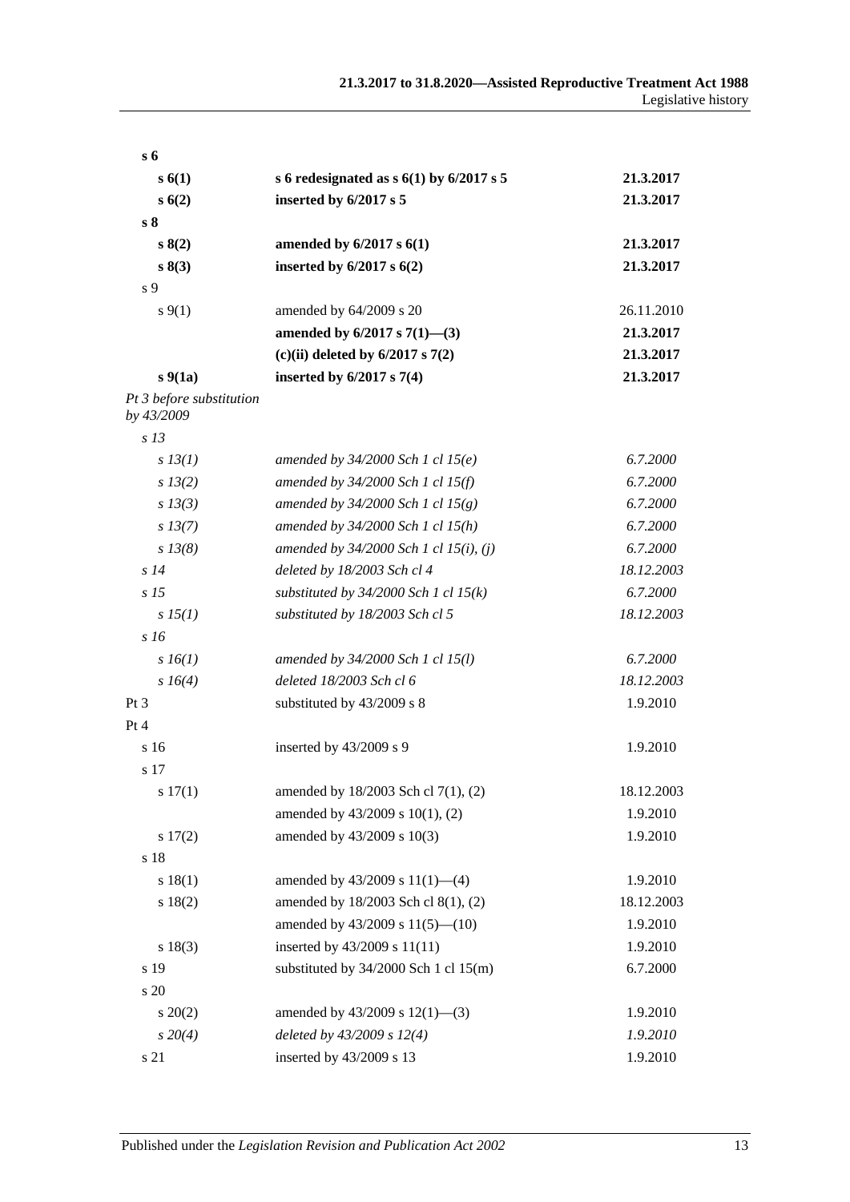| | | |
|---|---|---|
| **s 6** | | |
| **s 6(1)** | **s 6 redesignated as s 6(1) by 6/2017 s 5** | **21.3.2017** |
| **s 6(2)** | **inserted by 6/2017 s 5** | **21.3.2017** |
| **s 8** | | |
| **s 8(2)** | **amended by 6/2017 s 6(1)** | **21.3.2017** |
| **s 8(3)** | **inserted by 6/2017 s 6(2)** | **21.3.2017** |
| s 9 | | |
| s 9(1) | amended by 64/2009 s 20 | 26.11.2010 |
| | **amended by 6/2017 s 7(1)—(3)** | **21.3.2017** |
| | **(c)(ii) deleted by 6/2017 s 7(2)** | **21.3.2017** |
| **s 9(1a)** | **inserted by 6/2017 s 7(4)** | **21.3.2017** |
| *Pt 3 before substitution by 43/2009* | | |
| *s 13* | | |
| *s 13(1)* | *amended by 34/2000 Sch 1 cl 15(e)* | *6.7.2000* |
| *s 13(2)* | *amended by 34/2000 Sch 1 cl 15(f)* | *6.7.2000* |
| *s 13(3)* | *amended by 34/2000 Sch 1 cl 15(g)* | *6.7.2000* |
| *s 13(7)* | *amended by 34/2000 Sch 1 cl 15(h)* | *6.7.2000* |
| *s 13(8)* | *amended by 34/2000 Sch 1 cl 15(i), (j)* | *6.7.2000* |
| *s 14* | *deleted by 18/2003 Sch cl 4* | *18.12.2003* |
| *s 15* | *substituted by 34/2000 Sch 1 cl 15(k)* | *6.7.2000* |
| *s 15(1)* | *substituted by 18/2003 Sch cl 5* | *18.12.2003* |
| *s 16* | | |
| *s 16(1)* | *amended by 34/2000 Sch 1 cl 15(l)* | *6.7.2000* |
| *s 16(4)* | *deleted 18/2003 Sch cl 6* | *18.12.2003* |
| Pt 3 | substituted by 43/2009 s 8 | 1.9.2010 |
| Pt 4 | | |
| s 16 | inserted by 43/2009 s 9 | 1.9.2010 |
| s 17 | | |
| s 17(1) | amended by 18/2003 Sch cl 7(1), (2) | 18.12.2003 |
| | amended by 43/2009 s 10(1), (2) | 1.9.2010 |
| s 17(2) | amended by 43/2009 s 10(3) | 1.9.2010 |
| s 18 | | |
| s 18(1) | amended by 43/2009 s 11(1)—(4) | 1.9.2010 |
| s 18(2) | amended by 18/2003 Sch cl 8(1), (2) | 18.12.2003 |
| | amended by 43/2009 s 11(5)—(10) | 1.9.2010 |
| s 18(3) | inserted by 43/2009 s 11(11) | 1.9.2010 |
| s 19 | substituted by 34/2000 Sch 1 cl 15(m) | 6.7.2000 |
| s 20 | | |
| s 20(2) | amended by 43/2009 s 12(1)—(3) | 1.9.2010 |
| *s 20(4)* | *deleted by 43/2009 s 12(4)* | *1.9.2010* |
| s 21 | inserted by 43/2009 s 13 | 1.9.2010 |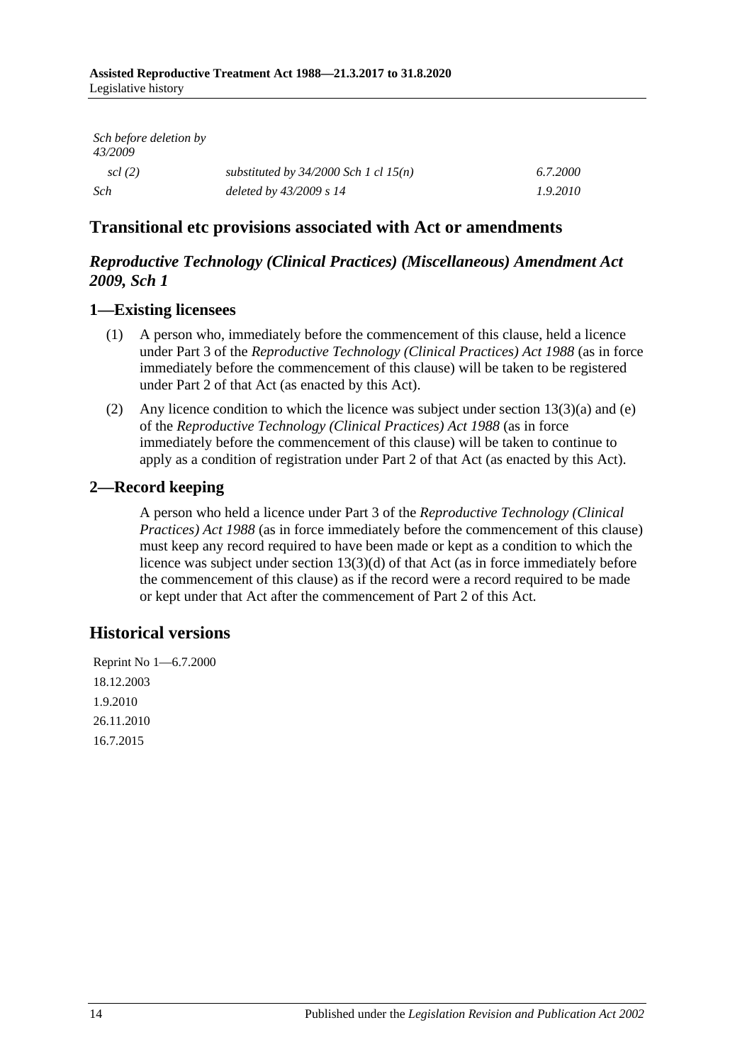| | | |
|---|---|---|
| *Sch before deletion by 43/2009* | | |
| *scl (2)* | *substituted by 34/2000 Sch 1 cl 15(n)* | *6.7.2000* |
| *Sch* | *deleted by 43/2009 s 14* | *1.9.2010* |

## Transitional etc provisions associated with Act or amendments

### *Reproductive Technology (Clinical Practices) (Miscellaneous) Amendment Act 2009, Sch 1*

### 1—Existing licensees

(1) A person who, immediately before the commencement of this clause, held a licence under Part 3 of the *Reproductive Technology (Clinical Practices) Act 1988* (as in force immediately before the commencement of this clause) will be taken to be registered under Part 2 of that Act (as enacted by this Act).

(2) Any licence condition to which the licence was subject under section 13(3)(a) and (e) of the *Reproductive Technology (Clinical Practices) Act 1988* (as in force immediately before the commencement of this clause) will be taken to continue to apply as a condition of registration under Part 2 of that Act (as enacted by this Act).

### 2—Record keeping

A person who held a licence under Part 3 of the *Reproductive Technology (Clinical Practices) Act 1988* (as in force immediately before the commencement of this clause) must keep any record required to have been made or kept as a condition to which the licence was subject under section 13(3)(d) of that Act (as in force immediately before the commencement of this clause) as if the record were a record required to be made or kept under that Act after the commencement of Part 2 of this Act.

## Historical versions

Reprint No 1—6.7.2000

18.12.2003

1.9.2010

26.11.2010

16.7.2015